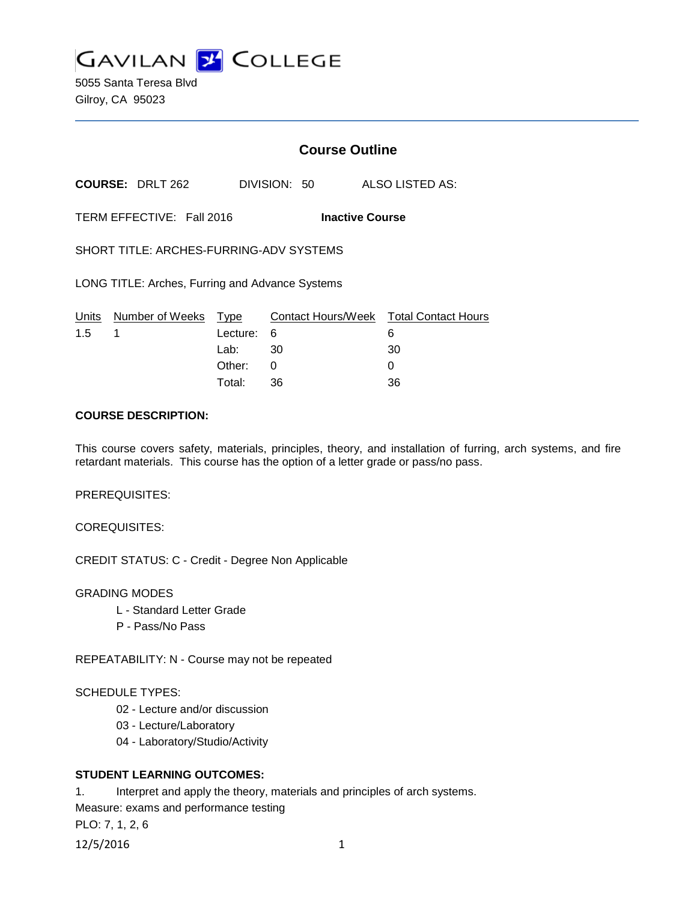# GAVILAN COLLEGE

5055 Santa Teresa Blvd
Gilroy, CA 95023

## Course Outline

**COURSE:** DRLT 262 DIVISION: 50 ALSO LISTED AS:

TERM EFFECTIVE: Fall 2016 **Inactive Course**

SHORT TITLE: ARCHES-FURRING-ADV SYSTEMS

LONG TITLE: Arches, Furring and Advance Systems

| Units | Number of Weeks | Type | Contact Hours/Week | Total Contact Hours |
|---|---|---|---|---|
| 1.5 | 1 | Lecture: | 6 | 6 |
| | | Lab: | 30 | 30 |
| | | Other: | 0 | 0 |
| | | Total: | 36 | 36 |

**COURSE DESCRIPTION:**

This course covers safety, materials, principles, theory, and installation of furring, arch systems, and fire retardant materials. This course has the option of a letter grade or pass/no pass.

PREREQUISITES:

COREQUISITES:

CREDIT STATUS: C - Credit - Degree Non Applicable

GRADING MODES

- L - Standard Letter Grade
- P - Pass/No Pass

REPEATABILITY: N - Course may not be repeated

SCHEDULE TYPES:

- 02 - Lecture and/or discussion
- 03 - Lecture/Laboratory
- 04 - Laboratory/Studio/Activity

**STUDENT LEARNING OUTCOMES:**

1. Interpret and apply the theory, materials and principles of arch systems.

Measure: exams and performance testing

PLO: 7, 1, 2, 6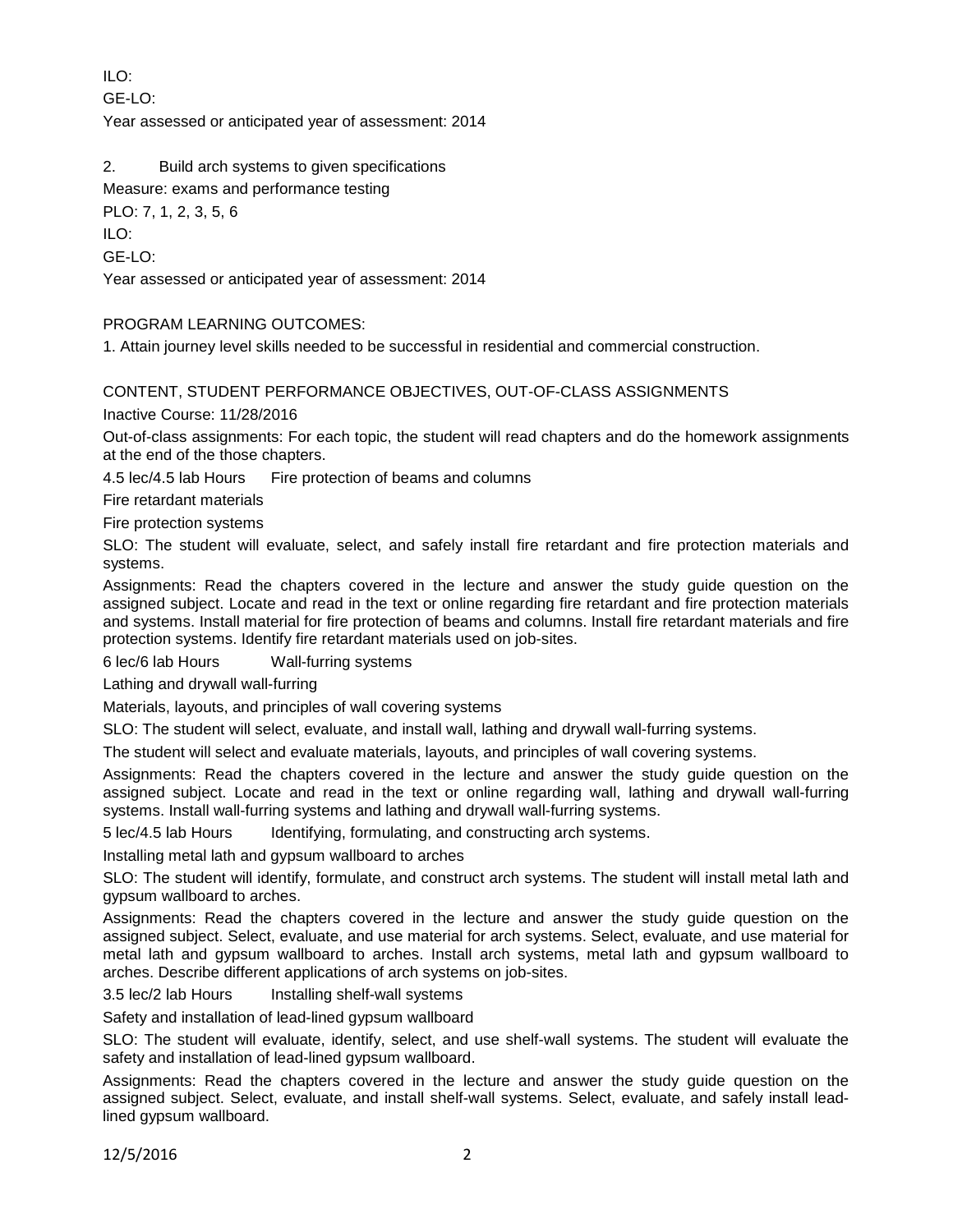ILO:

GE-LO:

Year assessed or anticipated year of assessment: 2014

2. Build arch systems to given specifications

Measure: exams and performance testing

PLO: 7, 1, 2, 3, 5, 6

ILO:

GE-LO:

Year assessed or anticipated year of assessment: 2014

PROGRAM LEARNING OUTCOMES:

1. Attain journey level skills needed to be successful in residential and commercial construction.

CONTENT, STUDENT PERFORMANCE OBJECTIVES, OUT-OF-CLASS ASSIGNMENTS

Inactive Course: 11/28/2016

Out-of-class assignments: For each topic, the student will read chapters and do the homework assignments at the end of the those chapters.

4.5 lec/4.5 lab Hours Fire protection of beams and columns

Fire retardant materials

Fire protection systems

SLO: The student will evaluate, select, and safely install fire retardant and fire protection materials and systems.

Assignments: Read the chapters covered in the lecture and answer the study guide question on the assigned subject. Locate and read in the text or online regarding fire retardant and fire protection materials and systems. Install material for fire protection of beams and columns. Install fire retardant materials and fire protection systems. Identify fire retardant materials used on job-sites.

6 lec/6 lab Hours Wall-furring systems

Lathing and drywall wall-furring

Materials, layouts, and principles of wall covering systems

SLO: The student will select, evaluate, and install wall, lathing and drywall wall-furring systems.

The student will select and evaluate materials, layouts, and principles of wall covering systems.

Assignments: Read the chapters covered in the lecture and answer the study guide question on the assigned subject. Locate and read in the text or online regarding wall, lathing and drywall wall-furring systems. Install wall-furring systems and lathing and drywall wall-furring systems.

5 lec/4.5 lab Hours Identifying, formulating, and constructing arch systems.

Installing metal lath and gypsum wallboard to arches

SLO: The student will identify, formulate, and construct arch systems. The student will install metal lath and gypsum wallboard to arches.

Assignments: Read the chapters covered in the lecture and answer the study guide question on the assigned subject. Select, evaluate, and use material for arch systems. Select, evaluate, and use material for metal lath and gypsum wallboard to arches. Install arch systems, metal lath and gypsum wallboard to arches. Describe different applications of arch systems on job-sites.

3.5 lec/2 lab Hours Installing shelf-wall systems

Safety and installation of lead-lined gypsum wallboard

SLO: The student will evaluate, identify, select, and use shelf-wall systems. The student will evaluate the safety and installation of lead-lined gypsum wallboard.

Assignments: Read the chapters covered in the lecture and answer the study guide question on the assigned subject. Select, evaluate, and install shelf-wall systems. Select, evaluate, and safely install lead-lined gypsum wallboard.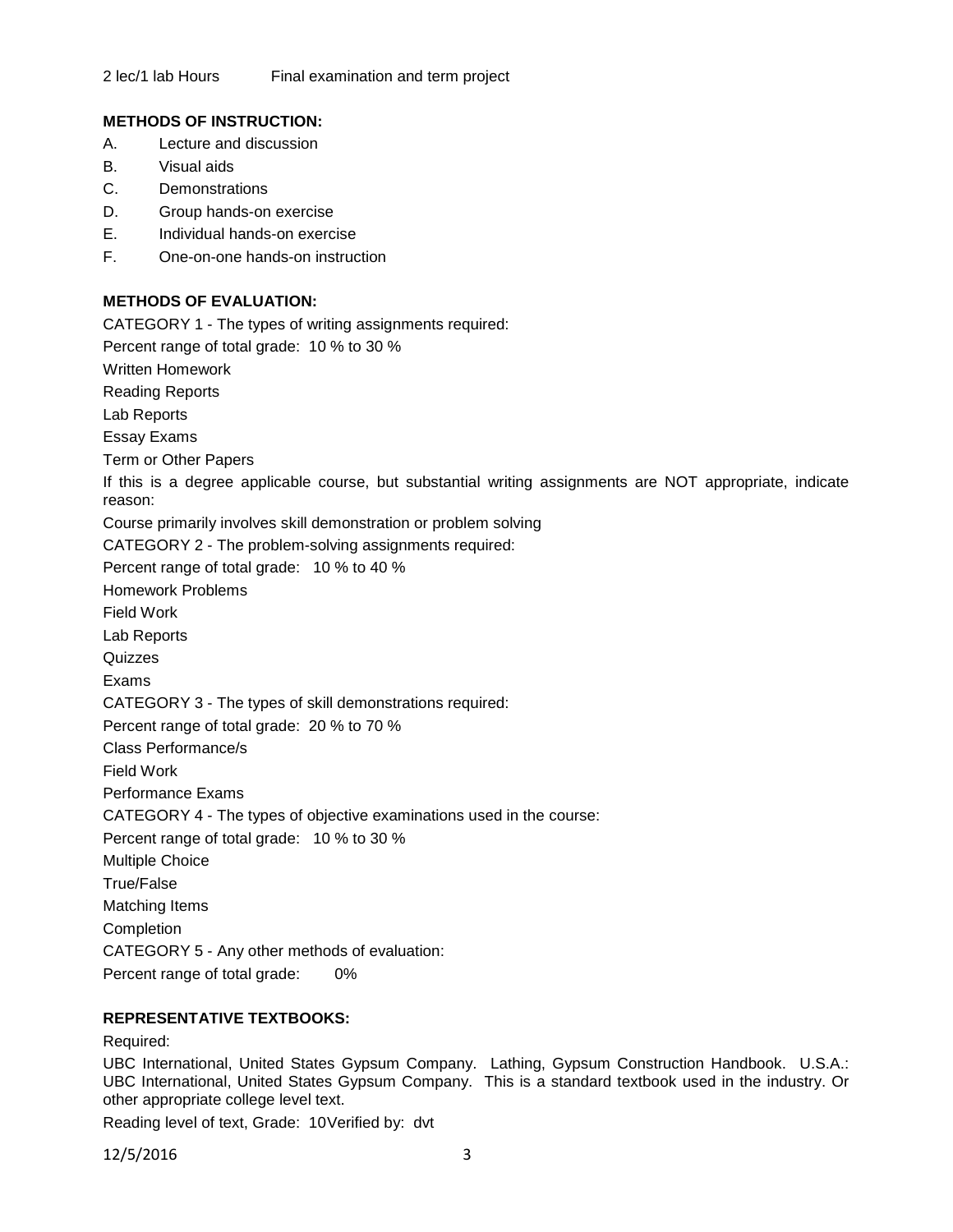2 lec/1 lab Hours Final examination and term project

**METHODS OF INSTRUCTION:**

A. Lecture and discussion
B. Visual aids
C. Demonstrations
D. Group hands-on exercise
E. Individual hands-on exercise
F. One-on-one hands-on instruction

**METHODS OF EVALUATION:**

CATEGORY 1 - The types of writing assignments required:

Percent range of total grade: 10 % to 30 %

Written Homework

Reading Reports

Lab Reports

Essay Exams

Term or Other Papers

If this is a degree applicable course, but substantial writing assignments are NOT appropriate, indicate reason:

Course primarily involves skill demonstration or problem solving

CATEGORY 2 - The problem-solving assignments required:

Percent range of total grade: 10 % to 40 %

Homework Problems

Field Work

Lab Reports

Quizzes

Exams

CATEGORY 3 - The types of skill demonstrations required:

Percent range of total grade: 20 % to 70 %

Class Performance/s

Field Work

Performance Exams

CATEGORY 4 - The types of objective examinations used in the course:

Percent range of total grade: 10 % to 30 %

Multiple Choice

True/False

Matching Items

Completion

CATEGORY 5 - Any other methods of evaluation:

Percent range of total grade: 0%

**REPRESENTATIVE TEXTBOOKS:**

Required:

UBC International, United States Gypsum Company. Lathing, Gypsum Construction Handbook. U.S.A.: UBC International, United States Gypsum Company. This is a standard textbook used in the industry. Or other appropriate college level text.

Reading level of text, Grade: 10Verified by: dvt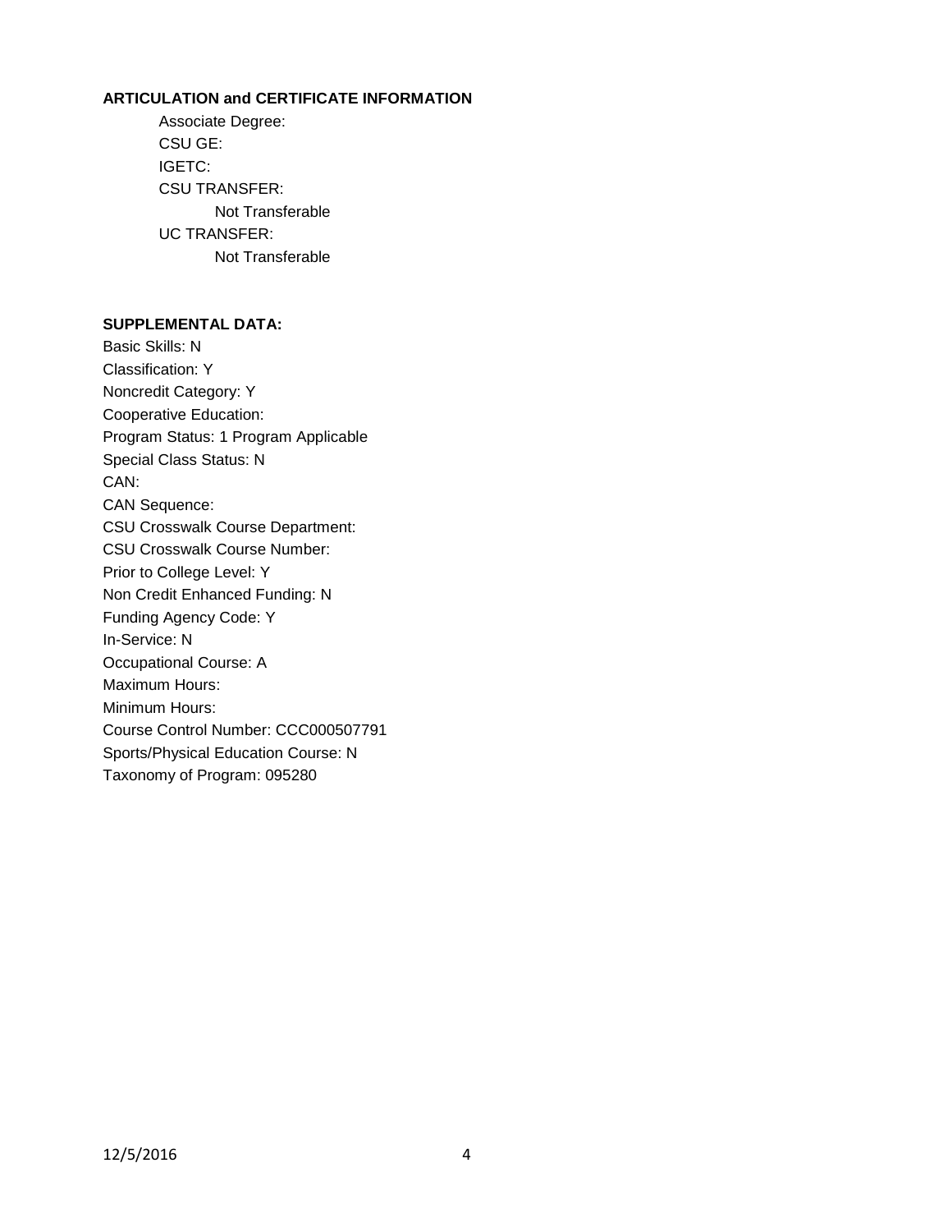**ARTICULATION and CERTIFICATE INFORMATION**

Associate Degree:
CSU GE:
IGETC:
CSU TRANSFER:
Not Transferable
UC TRANSFER:
Not Transferable

**SUPPLEMENTAL DATA:**

Basic Skills: N
Classification: Y
Noncredit Category: Y
Cooperative Education:
Program Status: 1 Program Applicable
Special Class Status: N
CAN:
CAN Sequence:
CSU Crosswalk Course Department:
CSU Crosswalk Course Number:
Prior to College Level: Y
Non Credit Enhanced Funding: N
Funding Agency Code: Y
In-Service: N
Occupational Course: A
Maximum Hours:
Minimum Hours:
Course Control Number: CCC000507791
Sports/Physical Education Course: N
Taxonomy of Program: 095280

12/5/2016